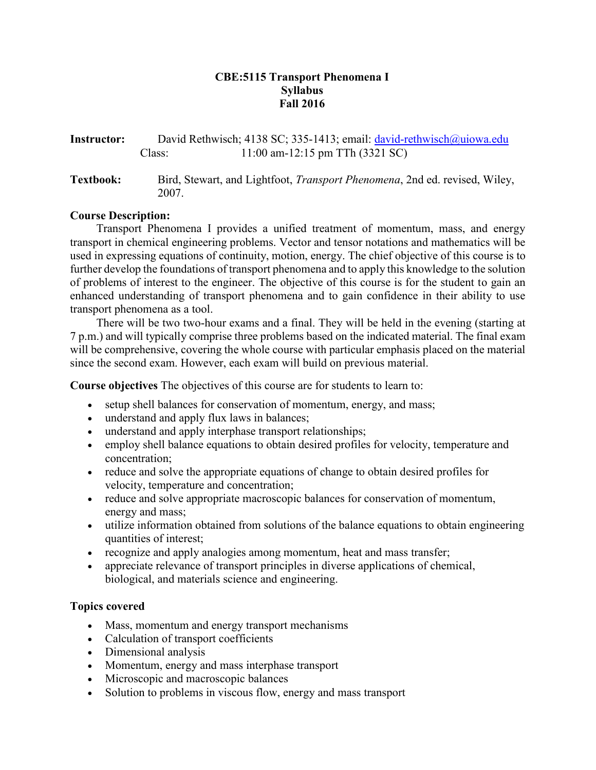# CBE:5115 Transport Phenomena I
## Syllabus
## Fall 2016

**Instructor:** David Rethwisch; 4138 SC; 335-1413; email: david-rethwisch@uiowa.edu
Class: 11:00 am-12:15 pm TTh (3321 SC)

**Textbook:** Bird, Stewart, and Lightfoot, *Transport Phenomena*, 2nd ed. revised, Wiley, 2007.

**Course Description:**

Transport Phenomena I provides a unified treatment of momentum, mass, and energy transport in chemical engineering problems. Vector and tensor notations and mathematics will be used in expressing equations of continuity, motion, energy. The chief objective of this course is to further develop the foundations of transport phenomena and to apply this knowledge to the solution of problems of interest to the engineer. The objective of this course is for the student to gain an enhanced understanding of transport phenomena and to gain confidence in their ability to use transport phenomena as a tool.

There will be two two-hour exams and a final. They will be held in the evening (starting at 7 p.m.) and will typically comprise three problems based on the indicated material. The final exam will be comprehensive, covering the whole course with particular emphasis placed on the material since the second exam. However, each exam will build on previous material.

**Course objectives** The objectives of this course are for students to learn to:

- setup shell balances for conservation of momentum, energy, and mass;
- understand and apply flux laws in balances;
- understand and apply interphase transport relationships;
- employ shell balance equations to obtain desired profiles for velocity, temperature and concentration;
- reduce and solve the appropriate equations of change to obtain desired profiles for velocity, temperature and concentration;
- reduce and solve appropriate macroscopic balances for conservation of momentum, energy and mass;
- utilize information obtained from solutions of the balance equations to obtain engineering quantities of interest;
- recognize and apply analogies among momentum, heat and mass transfer;
- appreciate relevance of transport principles in diverse applications of chemical, biological, and materials science and engineering.

**Topics covered**

- Mass, momentum and energy transport mechanisms
- Calculation of transport coefficients
- Dimensional analysis
- Momentum, energy and mass interphase transport
- Microscopic and macroscopic balances
- Solution to problems in viscous flow, energy and mass transport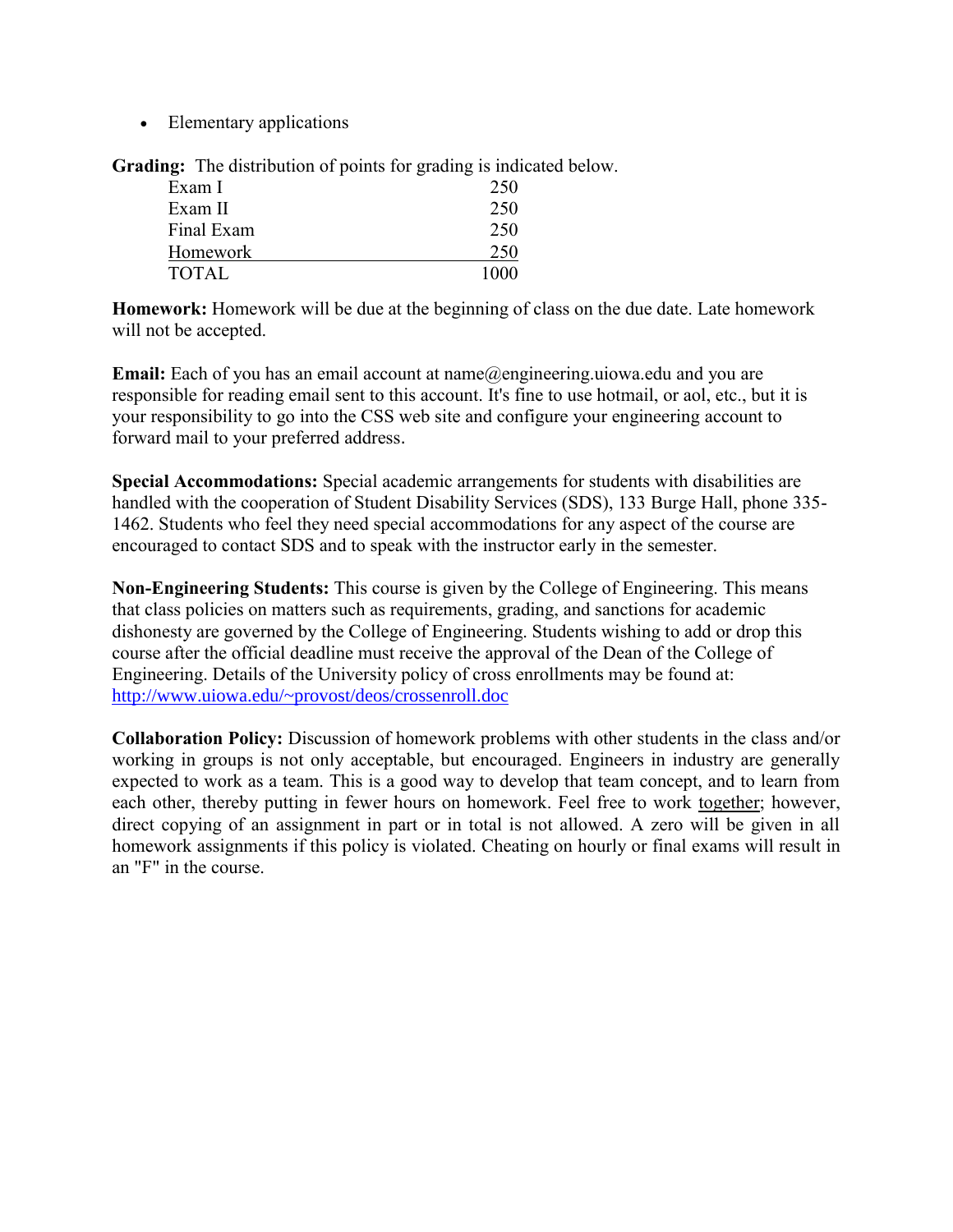- Elementary applications

**Grading:** The distribution of points for grading is indicated below.

| | |
|---|---|
| Exam I | 250 |
| Exam II | 250 |
| Final Exam | 250 |
| Homework | 250 |
| TOTAL | 1000 |

**Homework:** Homework will be due at the beginning of class on the due date. Late homework will not be accepted.

**Email:** Each of you has an email account at name@engineering.uiowa.edu and you are responsible for reading email sent to this account. It's fine to use hotmail, or aol, etc., but it is your responsibility to go into the CSS web site and configure your engineering account to forward mail to your preferred address.

**Special Accommodations:** Special academic arrangements for students with disabilities are handled with the cooperation of Student Disability Services (SDS), 133 Burge Hall, phone 335-1462. Students who feel they need special accommodations for any aspect of the course are encouraged to contact SDS and to speak with the instructor early in the semester.

**Non-Engineering Students:** This course is given by the College of Engineering. This means that class policies on matters such as requirements, grading, and sanctions for academic dishonesty are governed by the College of Engineering. Students wishing to add or drop this course after the official deadline must receive the approval of the Dean of the College of Engineering. Details of the University policy of cross enrollments may be found at: http://www.uiowa.edu/~provost/deos/crossenroll.doc

**Collaboration Policy:** Discussion of homework problems with other students in the class and/or working in groups is not only acceptable, but encouraged. Engineers in industry are generally expected to work as a team. This is a good way to develop that team concept, and to learn from each other, thereby putting in fewer hours on homework. Feel free to work together; however, direct copying of an assignment in part or in total is not allowed. A zero will be given in all homework assignments if this policy is violated. Cheating on hourly or final exams will result in an "F" in the course.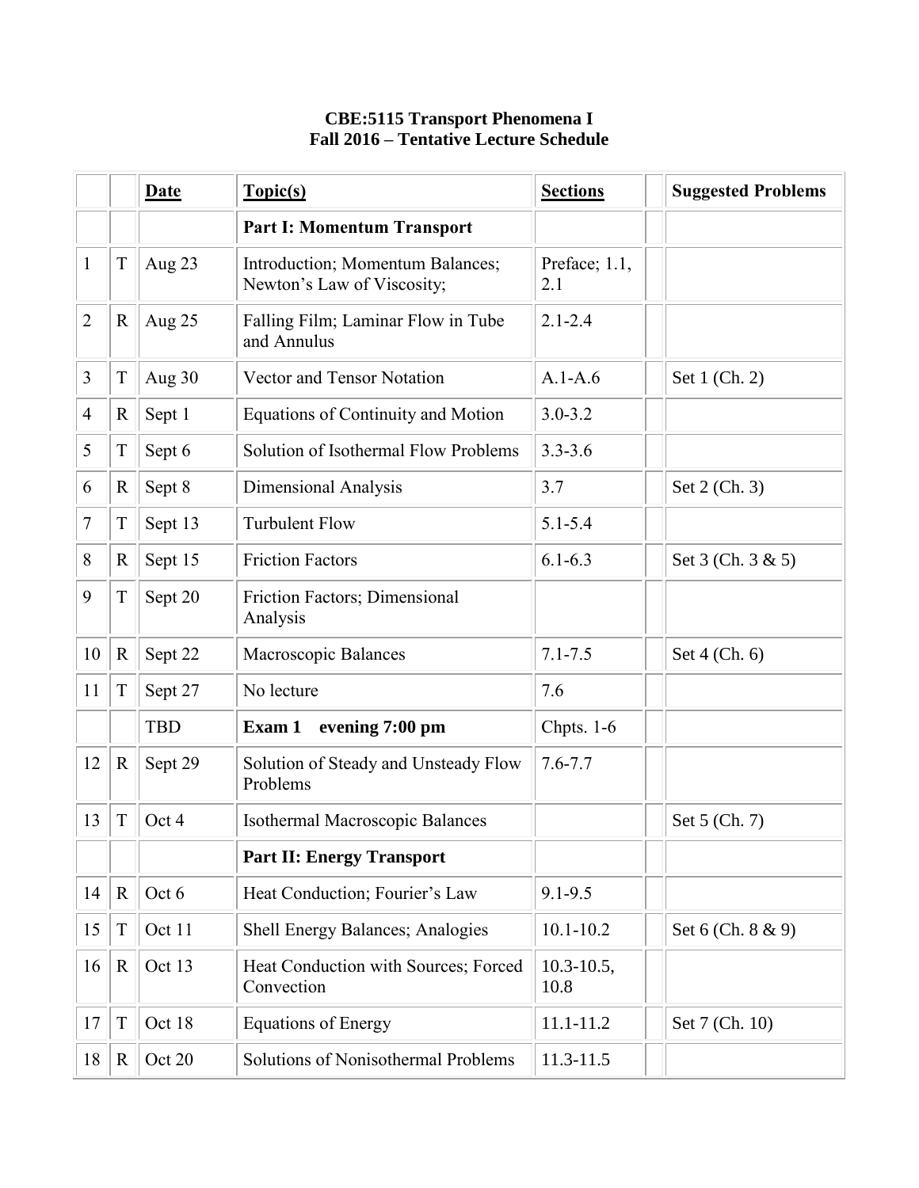**CBE:5115 Transport Phenomena I**
**Fall 2016 – Tentative Lecture Schedule**

| | | Date | Topic(s) | Sections | | Suggested Problems |
|---|---|---|---|---|---|---|
| | | | **Part I: Momentum Transport** | | | |
| 1 | T | Aug 23 | Introduction; Momentum Balances; Newton's Law of Viscosity; | Preface; 1.1, 2.1 | | |
| 2 | R | Aug 25 | Falling Film; Laminar Flow in Tube and Annulus | 2.1-2.4 | | |
| 3 | T | Aug 30 | Vector and Tensor Notation | A.1-A.6 | | Set 1 (Ch. 2) |
| 4 | R | Sept 1 | Equations of Continuity and Motion | 3.0-3.2 | | |
| 5 | T | Sept 6 | Solution of Isothermal Flow Problems | 3.3-3.6 | | |
| 6 | R | Sept 8 | Dimensional Analysis | 3.7 | | Set 2 (Ch. 3) |
| 7 | T | Sept 13 | Turbulent Flow | 5.1-5.4 | | |
| 8 | R | Sept 15 | Friction Factors | 6.1-6.3 | | Set 3 (Ch. 3 & 5) |
| 9 | T | Sept 20 | Friction Factors; Dimensional Analysis | | | |
| 10 | R | Sept 22 | Macroscopic Balances | 7.1-7.5 | | Set 4 (Ch. 6) |
| 11 | T | Sept 27 | No lecture | 7.6 | | |
| | | TBD | **Exam 1 evening 7:00 pm** | Chpts. 1-6 | | |
| 12 | R | Sept 29 | Solution of Steady and Unsteady Flow Problems | 7.6-7.7 | | |
| 13 | T | Oct 4 | Isothermal Macroscopic Balances | | | Set 5 (Ch. 7) |
| | | | **Part II: Energy Transport** | | | |
| 14 | R | Oct 6 | Heat Conduction; Fourier's Law | 9.1-9.5 | | |
| 15 | T | Oct 11 | Shell Energy Balances; Analogies | 10.1-10.2 | | Set 6 (Ch. 8 & 9) |
| 16 | R | Oct 13 | Heat Conduction with Sources; Forced Convection | 10.3-10.5, 10.8 | | |
| 17 | T | Oct 18 | Equations of Energy | 11.1-11.2 | | Set 7 (Ch. 10) |
| 18 | R | Oct 20 | Solutions of Nonisothermal Problems | 11.3-11.5 | | |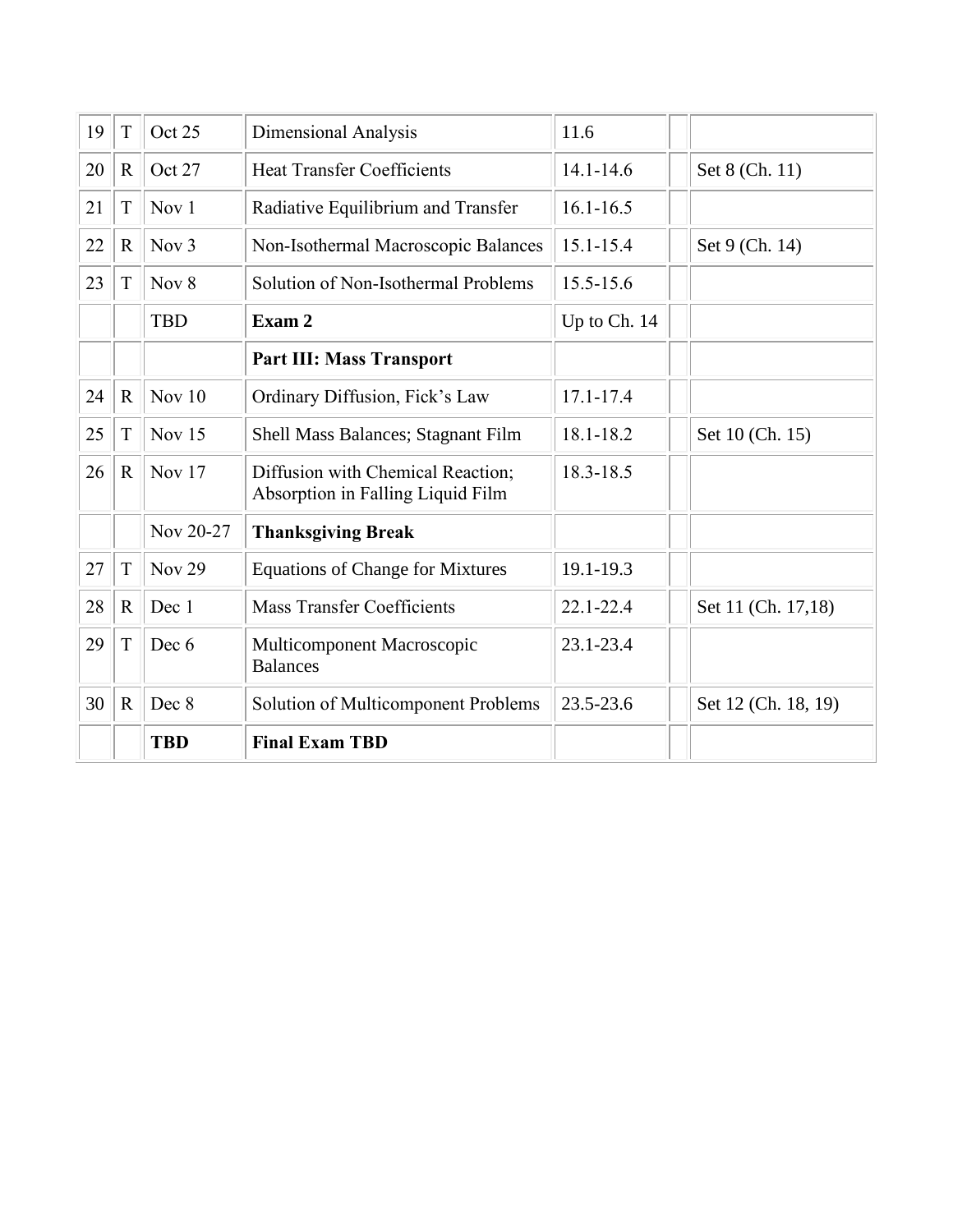| | | | | | | |
|---|---|---|---|---|---|---|
| 19 | T | Oct 25 | Dimensional Analysis | 11.6 | | |
| 20 | R | Oct 27 | Heat Transfer Coefficients | 14.1-14.6 | | Set 8 (Ch. 11) |
| 21 | T | Nov 1 | Radiative Equilibrium and Transfer | 16.1-16.5 | | |
| 22 | R | Nov 3 | Non-Isothermal Macroscopic Balances | 15.1-15.4 | | Set 9 (Ch. 14) |
| 23 | T | Nov 8 | Solution of Non-Isothermal Problems | 15.5-15.6 | | |
| | | TBD | **Exam 2** | Up to Ch. 14 | | |
| | | | **Part III: Mass Transport** | | | |
| 24 | R | Nov 10 | Ordinary Diffusion, Fick's Law | 17.1-17.4 | | |
| 25 | T | Nov 15 | Shell Mass Balances; Stagnant Film | 18.1-18.2 | | Set 10 (Ch. 15) |
| 26 | R | Nov 17 | Diffusion with Chemical Reaction; Absorption in Falling Liquid Film | 18.3-18.5 | | |
| | | Nov 20-27 | **Thanksgiving Break** | | | |
| 27 | T | Nov 29 | Equations of Change for Mixtures | 19.1-19.3 | | |
| 28 | R | Dec 1 | Mass Transfer Coefficients | 22.1-22.4 | | Set 11 (Ch. 17,18) |
| 29 | T | Dec 6 | Multicomponent Macroscopic Balances | 23.1-23.4 | | |
| 30 | R | Dec 8 | Solution of Multicomponent Problems | 23.5-23.6 | | Set 12 (Ch. 18, 19) |
| | | **TBD** | **Final Exam TBD** | | | |